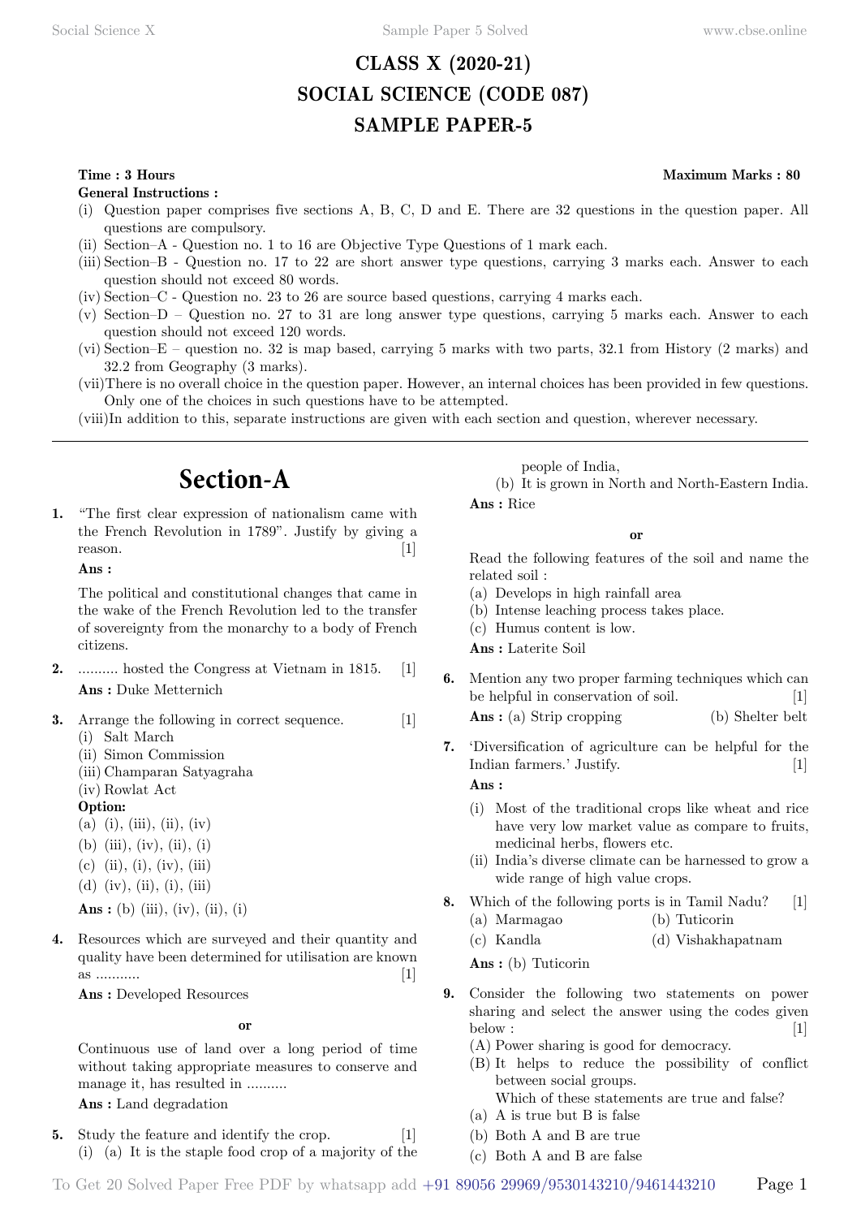# CLASS X (2020-21)
# SOCIAL SCIENCE (CODE 087)
# SAMPLE PAPER-5

**Time : 3 Hours** **Maximum Marks : 80**

**General Instructions :**

(i) Question paper comprises five sections A, B, C, D and E. There are 32 questions in the question paper. All questions are compulsory.

(ii) Section–A - Question no. 1 to 16 are Objective Type Questions of 1 mark each.

(iii) Section–B - Question no. 17 to 22 are short answer type questions, carrying 3 marks each. Answer to each question should not exceed 80 words.

(iv) Section–C - Question no. 23 to 26 are source based questions, carrying 4 marks each.

(v) Section–D – Question no. 27 to 31 are long answer type questions, carrying 5 marks each. Answer to each question should not exceed 120 words.

(vi) Section–E – question no. 32 is map based, carrying 5 marks with two parts, 32.1 from History (2 marks) and 32.2 from Geography (3 marks).

(vii) There is no overall choice in the question paper. However, an internal choices has been provided in few questions. Only one of the choices in such questions have to be attempted.

(viii) In addition to this, separate instructions are given with each section and question, wherever necessary.

---

## Section-A

**1.** "The first clear expression of nationalism came with the French Revolution in 1789". Justify by giving a reason. [1]

**Ans :**

The political and constitutional changes that came in the wake of the French Revolution led to the transfer of sovereignty from the monarchy to a body of French citizens.

**2.** .......... hosted the Congress at Vietnam in 1815. [1]

**Ans :** Duke Metternich

**3.** Arrange the following in correct sequence. [1]

(i) Salt March
(ii) Simon Commission
(iii) Champaran Satyagraha
(iv) Rowlat Act

**Option:**

(a) (i), (iii), (ii), (iv)
(b) (iii), (iv), (ii), (i)
(c) (ii), (i), (iv), (iii)
(d) (iv), (ii), (i), (iii)

**Ans :** (b) (iii), (iv), (ii), (i)

**4.** Resources which are surveyed and their quantity and quality have been determined for utilisation are known as ........... [1]

**Ans :** Developed Resources

**or**

Continuous use of land over a long period of time without taking appropriate measures to conserve and manage it, has resulted in ..........

**Ans :** Land degradation

**5.** Study the feature and identify the crop. [1]

(i) (a) It is the staple food crop of a majority of the people of India,
(b) It is grown in North and North-Eastern India.

**Ans :** Rice

**or**

Read the following features of the soil and name the related soil :

(a) Develops in high rainfall area
(b) Intense leaching process takes place.
(c) Humus content is low.

**Ans :** Laterite Soil

**6.** Mention any two proper farming techniques which can be helpful in conservation of soil. [1]

**Ans :** (a) Strip cropping (b) Shelter belt

**7.** 'Diversification of agriculture can be helpful for the Indian farmers.' Justify. [1]

**Ans :**

(i) Most of the traditional crops like wheat and rice have very low market value as compare to fruits, medicinal herbs, flowers etc.

(ii) India's diverse climate can be harnessed to grow a wide range of high value crops.

**8.** Which of the following ports is in Tamil Nadu? [1]

(a) Marmagao (b) Tuticorin
(c) Kandla (d) Vishakhapatnam

**Ans :** (b) Tuticorin

**9.** Consider the following two statements on power sharing and select the answer using the codes given below : [1]

(A) Power sharing is good for democracy.
(B) It helps to reduce the possibility of conflict between social groups.

Which of these statements are true and false?

(a) A is true but B is false
(b) Both A and B are true
(c) Both A and B are false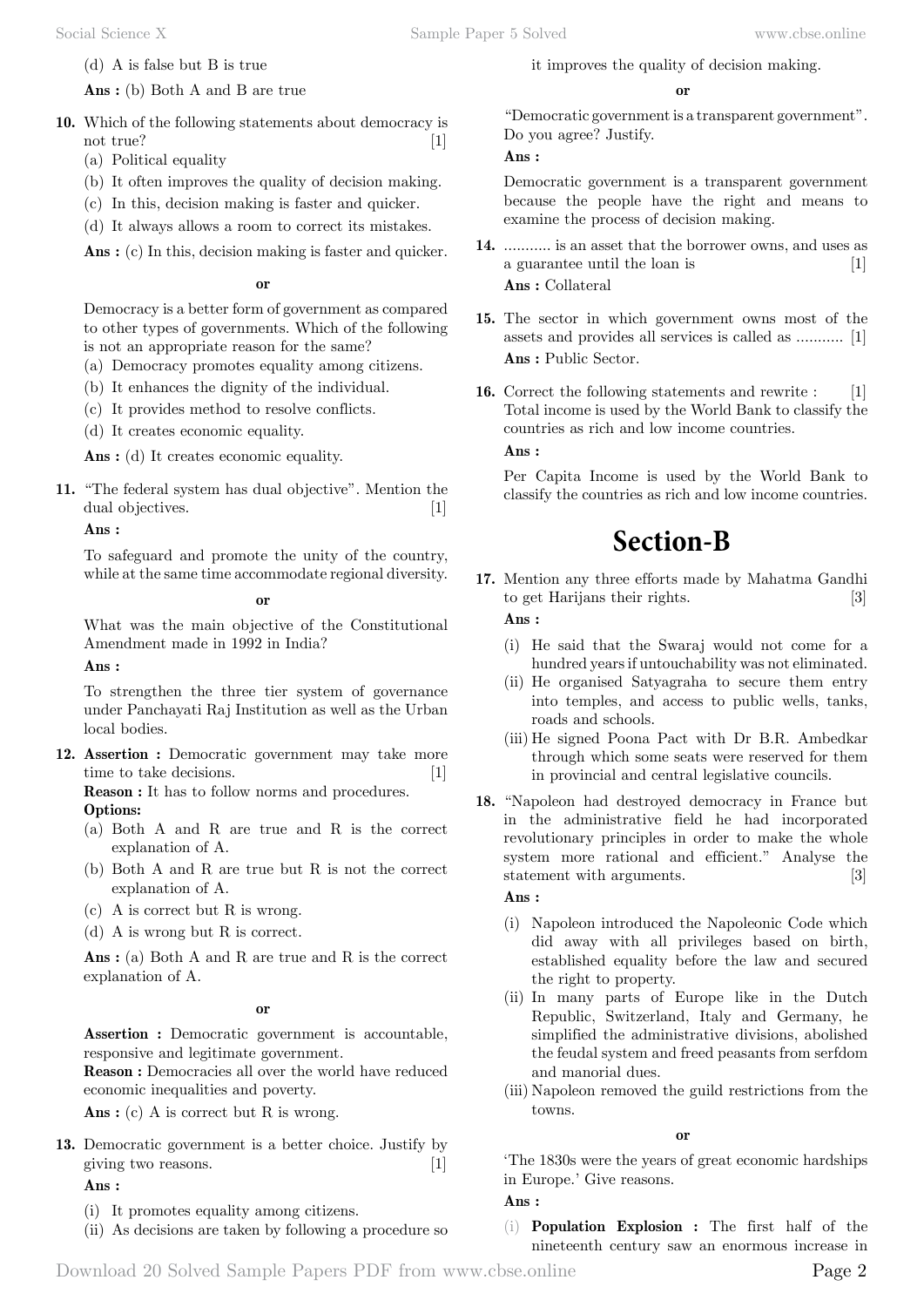(d) A is false but B is true

**Ans :** (b) Both A and B are true

**10.** Which of the following statements about democracy is not true? [1]

(a) Political equality
(b) It often improves the quality of decision making.
(c) In this, decision making is faster and quicker.
(d) It always allows a room to correct its mistakes.

**Ans :** (c) In this, decision making is faster and quicker.

**or**

Democracy is a better form of government as compared to other types of governments. Which of the following is not an appropriate reason for the same?

(a) Democracy promotes equality among citizens.
(b) It enhances the dignity of the individual.
(c) It provides method to resolve conflicts.
(d) It creates economic equality.

**Ans :** (d) It creates economic equality.

**11.** "The federal system has dual objective". Mention the dual objectives. [1]

**Ans :**

To safeguard and promote the unity of the country, while at the same time accommodate regional diversity.

**or**

What was the main objective of the Constitutional Amendment made in 1992 in India?

**Ans :**

To strengthen the three tier system of governance under Panchayati Raj Institution as well as the Urban local bodies.

**12. Assertion :** Democratic government may take more time to take decisions. [1]

**Reason :** It has to follow norms and procedures.

**Options:**

(a) Both A and R are true and R is the correct explanation of A.
(b) Both A and R are true but R is not the correct explanation of A.
(c) A is correct but R is wrong.
(d) A is wrong but R is correct.

**Ans :** (a) Both A and R are true and R is the correct explanation of A.

**or**

**Assertion :** Democratic government is accountable, responsive and legitimate government.

**Reason :** Democracies all over the world have reduced economic inequalities and poverty.

**Ans :** (c) A is correct but R is wrong.

**13.** Democratic government is a better choice. Justify by giving two reasons. [1]

**Ans :**

(i) It promotes equality among citizens.
(ii) As decisions are taken by following a procedure so it improves the quality of decision making.

**or**

"Democratic government is a transparent government". Do you agree? Justify.

**Ans :**

Democratic government is a transparent government because the people have the right and means to examine the process of decision making.

**14.** ........... is an asset that the borrower owns, and uses as a guarantee until the loan is [1]

**Ans :** Collateral

**15.** The sector in which government owns most of the assets and provides all services is called as ........... [1]

**Ans :** Public Sector.

**16.** Correct the following statements and rewrite : [1]
Total income is used by the World Bank to classify the countries as rich and low income countries.

**Ans :**

Per Capita Income is used by the World Bank to classify the countries as rich and low income countries.

# Section-B

**17.** Mention any three efforts made by Mahatma Gandhi to get Harijans their rights. [3]

**Ans :**

(i) He said that the Swaraj would not come for a hundred years if untouchability was not eliminated.
(ii) He organised Satyagraha to secure them entry into temples, and access to public wells, tanks, roads and schools.
(iii) He signed Poona Pact with Dr B.R. Ambedkar through which some seats were reserved for them in provincial and central legislative councils.

**18.** "Napoleon had destroyed democracy in France but in the administrative field he had incorporated revolutionary principles in order to make the whole system more rational and efficient." Analyse the statement with arguments. [3]

**Ans :**

(i) Napoleon introduced the Napoleonic Code which did away with all privileges based on birth, established equality before the law and secured the right to property.
(ii) In many parts of Europe like in the Dutch Republic, Switzerland, Italy and Germany, he simplified the administrative divisions, abolished the feudal system and freed peasants from serfdom and manorial dues.
(iii) Napoleon removed the guild restrictions from the towns.

**or**

'The 1830s were the years of great economic hardships in Europe.' Give reasons.

**Ans :**

(i) **Population Explosion :** The first half of the nineteenth century saw an enormous increase in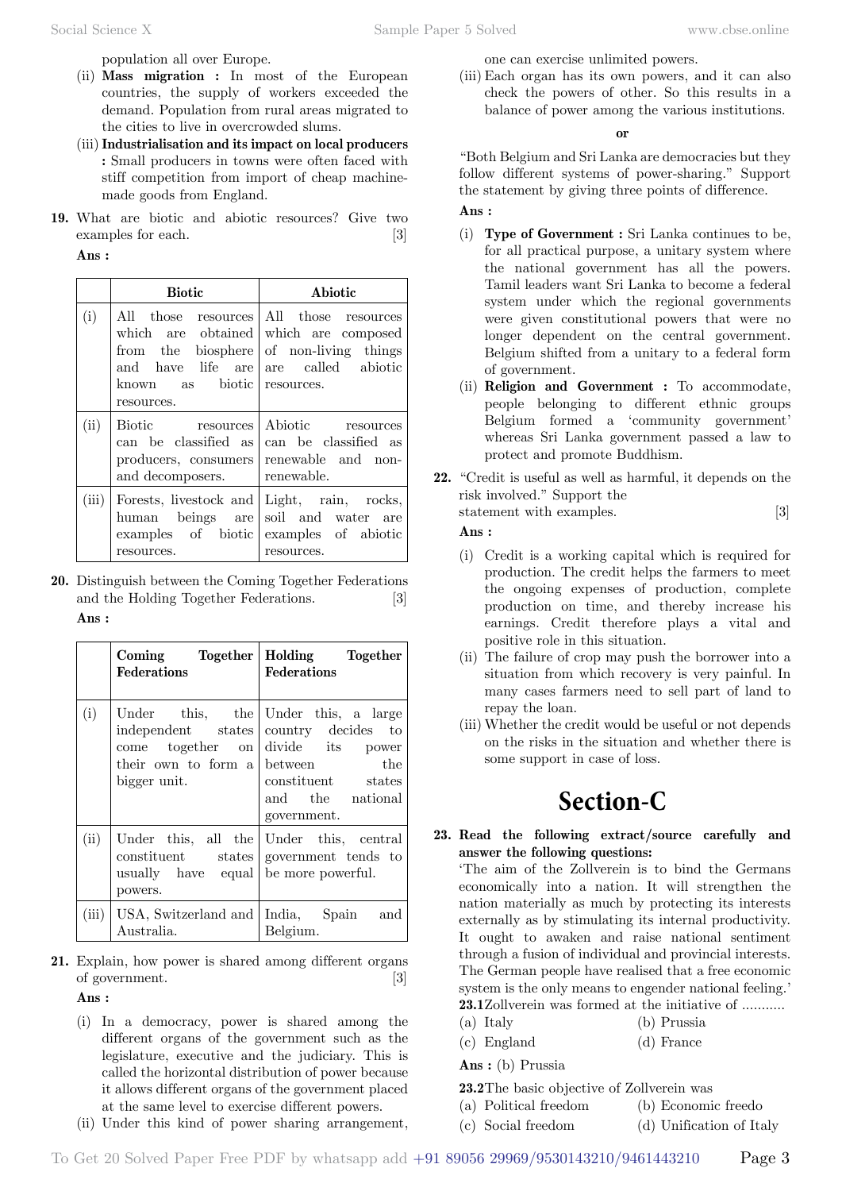population all over Europe.

(ii) **Mass migration :** In most of the European countries, the supply of workers exceeded the demand. Population from rural areas migrated to the cities to live in overcrowded slums.

(iii) **Industrialisation and its impact on local producers :** Small producers in towns were often faced with stiff competition from import of cheap machine-made goods from England.

**19.** What are biotic and abiotic resources? Give two examples for each. [3]

**Ans :**

| | Biotic | Abiotic |
|---|---|---|
| (i) | All those resources which are obtained from the biosphere and have life are known as biotic resources. | All those resources which are composed of non-living things are called abiotic resources. |
| (ii) | Biotic resources can be classified as producers, consumers and decomposers. | Abiotic resources can be classified as renewable and non-renewable. |
| (iii) | Forests, livestock and human beings are examples of biotic resources. | Light, rain, rocks, soil and water are examples of abiotic resources. |

**20.** Distinguish between the Coming Together Federations and the Holding Together Federations. [3]

**Ans :**

| | Coming Together Federations | Holding Together Federations |
|---|---|---|
| (i) | Under this, the independent states come together on their own to form a bigger unit. | Under this, a large country decides to divide its power between the constituent states and the national government. |
| (ii) | Under this, all the constituent states usually have equal powers. | Under this, central government tends to be more powerful. |
| (iii) | USA, Switzerland and Australia. | India, Spain and Belgium. |

**21.** Explain, how power is shared among different organs of government. [3]

**Ans :**

(i) In a democracy, power is shared among the different organs of the government such as the legislature, executive and the judiciary. This is called the horizontal distribution of power because it allows different organs of the government placed at the same level to exercise different powers.

(ii) Under this kind of power sharing arrangement, one can exercise unlimited powers.

(iii) Each organ has its own powers, and it can also check the powers of other. So this results in a balance of power among the various institutions.

**or**

"Both Belgium and Sri Lanka are democracies but they follow different systems of power-sharing." Support the statement by giving three points of difference.

**Ans :**

(i) **Type of Government :** Sri Lanka continues to be, for all practical purpose, a unitary system where the national government has all the powers. Tamil leaders want Sri Lanka to become a federal system under which the regional governments were given constitutional powers that were no longer dependent on the central government. Belgium shifted from a unitary to a federal form of government.

(ii) **Religion and Government :** To accommodate, people belonging to different ethnic groups Belgium formed a 'community government' whereas Sri Lanka government passed a law to protect and promote Buddhism.

**22.** "Credit is useful as well as harmful, it depends on the risk involved." Support the statement with examples. [3]

**Ans :**

(i) Credit is a working capital which is required for production. The credit helps the farmers to meet the ongoing expenses of production, complete production on time, and thereby increase his earnings. Credit therefore plays a vital and positive role in this situation.

(ii) The failure of crop may push the borrower into a situation from which recovery is very painful. In many cases farmers need to sell part of land to repay the loan.

(iii) Whether the credit would be useful or not depends on the risks in the situation and whether there is some support in case of loss.

# Section-C

**23. Read the following extract/source carefully and answer the following questions:**

'The aim of the Zollverein is to bind the Germans economically into a nation. It will strengthen the nation materially as much by protecting its interests externally as by stimulating its internal productivity. It ought to awaken and raise national sentiment through a fusion of individual and provincial interests. The German people have realised that a free economic system is the only means to engender national feeling.'

**23.1** Zollverein was formed at the initiative of ...........

(a) Italy (b) Prussia

(c) England (d) France

**Ans :** (b) Prussia

**23.2** The basic objective of Zollverein was

(a) Political freedom (b) Economic freedo

(c) Social freedom (d) Unification of Italy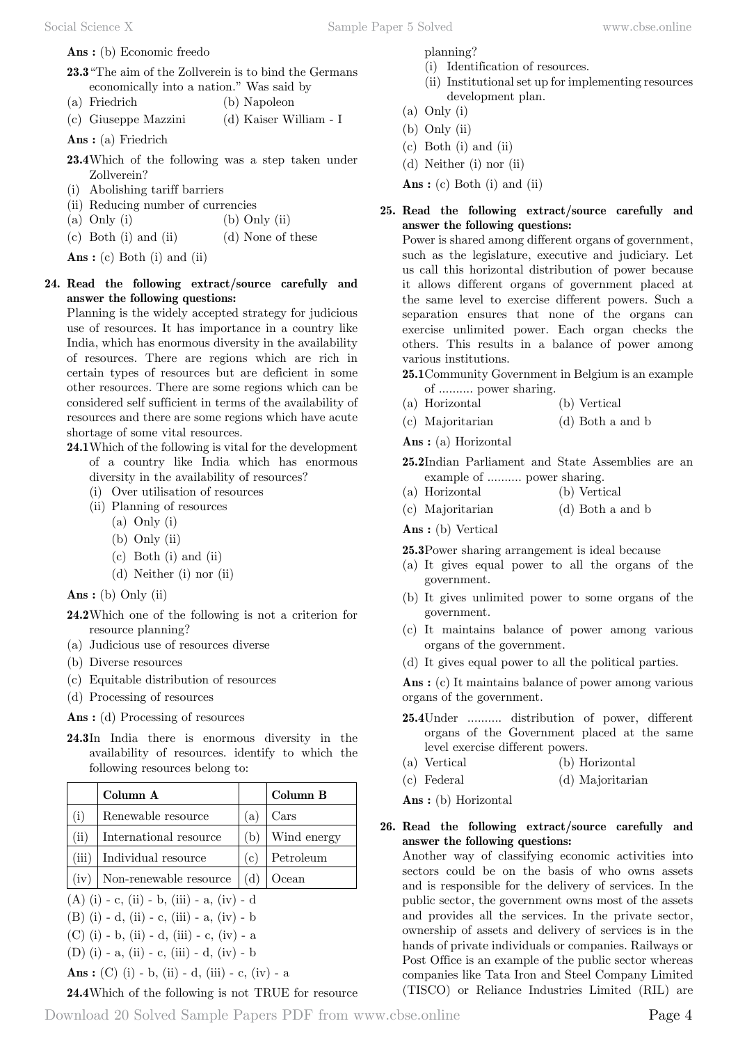**Ans :** (b) Economic freedo

**23.3** "The aim of the Zollverein is to bind the Germans economically into a nation." Was said by

(a) Friedrich (b) Napoleon

(c) Giuseppe Mazzini (d) Kaiser William - I

**Ans :** (a) Friedrich

**23.4** Which of the following was a step taken under Zollverein?

(i) Abolishing tariff barriers

(ii) Reducing number of currencies

(a) Only (i) (b) Only (ii)

(c) Both (i) and (ii) (d) None of these

**Ans :** (c) Both (i) and (ii)

**24. Read the following extract/source carefully and answer the following questions:**

Planning is the widely accepted strategy for judicious use of resources. It has importance in a country like India, which has enormous diversity in the availability of resources. There are regions which are rich in certain types of resources but are deficient in some other resources. There are some regions which can be considered self sufficient in terms of the availability of resources and there are some regions which have acute shortage of some vital resources.

**24.1** Which of the following is vital for the development of a country like India which has enormous diversity in the availability of resources?

(i) Over utilisation of resources

(ii) Planning of resources

(a) Only (i)

(b) Only (ii)

(c) Both (i) and (ii)

(d) Neither (i) nor (ii)

**Ans :** (b) Only (ii)

**24.2** Which one of the following is not a criterion for resource planning?

(a) Judicious use of resources diverse

(b) Diverse resources

(c) Equitable distribution of resources

(d) Processing of resources

**Ans :** (d) Processing of resources

**24.3** In India there is enormous diversity in the availability of resources. identify to which the following resources belong to:

| | Column A | | Column B |
|---|---|---|---|
| (i) | Renewable resource | (a) | Cars |
| (ii) | International resource | (b) | Wind energy |
| (iii) | Individual resource | (c) | Petroleum |
| (iv) | Non-renewable resource | (d) | Ocean |

(A) (i) - c, (ii) - b, (iii) - a, (iv) - d

(B) (i) - d, (ii) - c, (iii) - a, (iv) - b

(C) (i) - b, (ii) - d, (iii) - c, (iv) - a

(D) (i) - a, (ii) - c, (iii) - d, (iv) - b

**Ans :** (C) (i) - b, (ii) - d, (iii) - c, (iv) - a

**24.4** Which of the following is not TRUE for resource planning?

(i) Identification of resources.

(ii) Institutional set up for implementing resources development plan.

(a) Only (i)

(b) Only (ii)

(c) Both (i) and (ii)

(d) Neither (i) nor (ii)

**Ans :** (c) Both (i) and (ii)

**25. Read the following extract/source carefully and answer the following questions:**

Power is shared among different organs of government, such as the legislature, executive and judiciary. Let us call this horizontal distribution of power because it allows different organs of government placed at the same level to exercise different powers. Such a separation ensures that none of the organs can exercise unlimited power. Each organ checks the others. This results in a balance of power among various institutions.

**25.1** Community Government in Belgium is an example of .......... power sharing.

(a) Horizontal (b) Vertical

(c) Majoritarian (d) Both a and b

**Ans :** (a) Horizontal

**25.2** Indian Parliament and State Assemblies are an example of .......... power sharing.

(a) Horizontal (b) Vertical

(c) Majoritarian (d) Both a and b

**Ans :** (b) Vertical

**25.3** Power sharing arrangement is ideal because

(a) It gives equal power to all the organs of the government.

(b) It gives unlimited power to some organs of the government.

(c) It maintains balance of power among various organs of the government.

(d) It gives equal power to all the political parties.

**Ans :** (c) It maintains balance of power among various organs of the government.

**25.4** Under .......... distribution of power, different organs of the Government placed at the same level exercise different powers.

(a) Vertical (b) Horizontal

(c) Federal (d) Majoritarian

**Ans :** (b) Horizontal

**26. Read the following extract/source carefully and answer the following questions:**

Another way of classifying economic activities into sectors could be on the basis of who owns assets and is responsible for the delivery of services. In the public sector, the government owns most of the assets and provides all the services. In the private sector, ownership of assets and delivery of services is in the hands of private individuals or companies. Railways or Post Office is an example of the public sector whereas companies like Tata Iron and Steel Company Limited (TISCO) or Reliance Industries Limited (RIL) are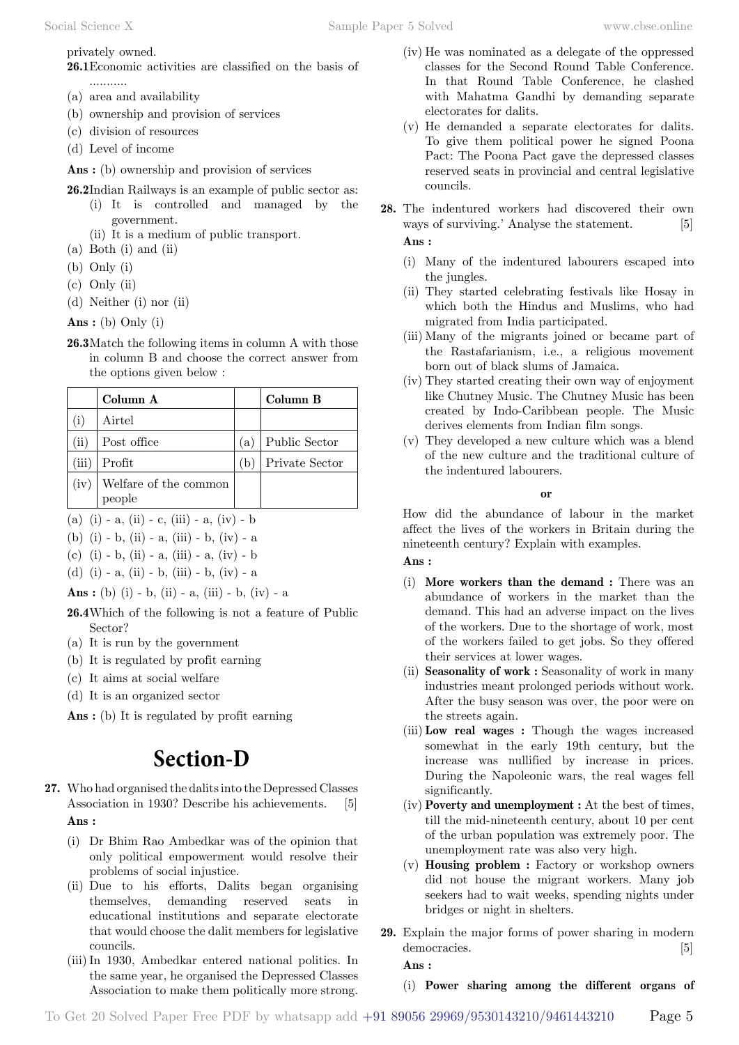privately owned.

**26.1** Economic activities are classified on the basis of ...........

(a) area and availability
(b) ownership and provision of services
(c) division of resources
(d) Level of income

**Ans :** (b) ownership and provision of services

**26.2** Indian Railways is an example of public sector as:

(i) It is controlled and managed by the government.
(ii) It is a medium of public transport.

(a) Both (i) and (ii)
(b) Only (i)
(c) Only (ii)
(d) Neither (i) nor (ii)

**Ans :** (b) Only (i)

**26.3** Match the following items in column A with those in column B and choose the correct answer from the options given below :

| | Column A | | Column B |
|---|---|---|---|
| (i) | Airtel | | |
| (ii) | Post office | (a) | Public Sector |
| (iii) | Profit | (b) | Private Sector |
| (iv) | Welfare of the common people | | |

(a) (i) - a, (ii) - c, (iii) - a, (iv) - b
(b) (i) - b, (ii) - a, (iii) - b, (iv) - a
(c) (i) - b, (ii) - a, (iii) - a, (iv) - b
(d) (i) - a, (ii) - b, (iii) - b, (iv) - a

**Ans :** (b) (i) - b, (ii) - a, (iii) - b, (iv) - a

**26.4** Which of the following is not a feature of Public Sector?

(a) It is run by the government
(b) It is regulated by profit earning
(c) It aims at social welfare
(d) It is an organized sector

**Ans :** (b) It is regulated by profit earning

# Section-D

**27.** Who had organised the dalits into the Depressed Classes Association in 1930? Describe his achievements. [5]

**Ans :**

(i) Dr Bhim Rao Ambedkar was of the opinion that only political empowerment would resolve their problems of social injustice.
(ii) Due to his efforts, Dalits began organising themselves, demanding reserved seats in educational institutions and separate electorate that would choose the dalit members for legislative councils.
(iii) In 1930, Ambedkar entered national politics. In the same year, he organised the Depressed Classes Association to make them politically more strong.
(iv) He was nominated as a delegate of the oppressed classes for the Second Round Table Conference. In that Round Table Conference, he clashed with Mahatma Gandhi by demanding separate electorates for dalits.
(v) He demanded a separate electorates for dalits. To give them political power he signed Poona Pact: The Poona Pact gave the depressed classes reserved seats in provincial and central legislative councils.

**28.** The indentured workers had discovered their own ways of surviving.' Analyse the statement. [5]

**Ans :**

(i) Many of the indentured labourers escaped into the jungles.
(ii) They started celebrating festivals like Hosay in which both the Hindus and Muslims, who had migrated from India participated.
(iii) Many of the migrants joined or became part of the Rastafarianism, i.e., a religious movement born out of black slums of Jamaica.
(iv) They started creating their own way of enjoyment like Chutney Music. The Chutney Music has been created by Indo-Caribbean people. The Music derives elements from Indian film songs.
(v) They developed a new culture which was a blend of the new culture and the traditional culture of the indentured labourers.

**or**

How did the abundance of labour in the market affect the lives of the workers in Britain during the nineteenth century? Explain with examples.

**Ans :**

(i) **More workers than the demand :** There was an abundance of workers in the market than the demand. This had an adverse impact on the lives of the workers. Due to the shortage of work, most of the workers failed to get jobs. So they offered their services at lower wages.
(ii) **Seasonality of work :** Seasonality of work in many industries meant prolonged periods without work. After the busy season was over, the poor were on the streets again.
(iii) **Low real wages :** Though the wages increased somewhat in the early 19th century, but the increase was nullified by increase in prices. During the Napoleonic wars, the real wages fell significantly.
(iv) **Poverty and unemployment :** At the best of times, till the mid-nineteenth century, about 10 per cent of the urban population was extremely poor. The unemployment rate was also very high.
(v) **Housing problem :** Factory or workshop owners did not house the migrant workers. Many job seekers had to wait weeks, spending nights under bridges or night in shelters.

**29.** Explain the major forms of power sharing in modern democracies. [5]

**Ans :**

(i) **Power sharing among the different organs of**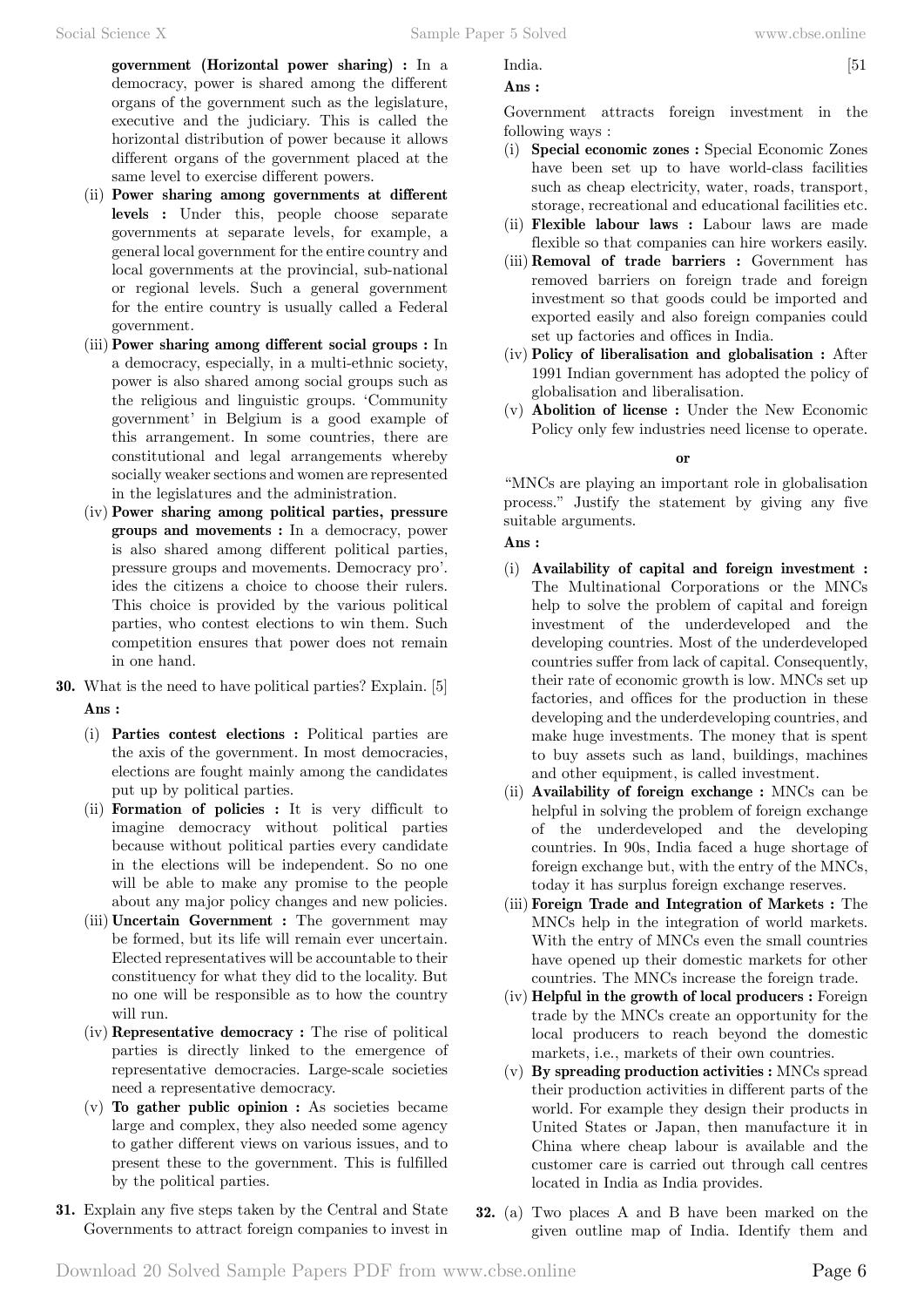**government (Horizontal power sharing) :** In a democracy, power is shared among the different organs of the government such as the legislature, executive and the judiciary. This is called the horizontal distribution of power because it allows different organs of the government placed at the same level to exercise different powers.

(ii) **Power sharing among governments at different levels :** Under this, people choose separate governments at separate levels, for example, a general local government for the entire country and local governments at the provincial, sub-national or regional levels. Such a general government for the entire country is usually called a Federal government.

(iii) **Power sharing among different social groups :** In a democracy, especially, in a multi-ethnic society, power is also shared among social groups such as the religious and linguistic groups. 'Community government' in Belgium is a good example of this arrangement. In some countries, there are constitutional and legal arrangements whereby socially weaker sections and women are represented in the legislatures and the administration.

(iv) **Power sharing among political parties, pressure groups and movements :** In a democracy, power is also shared among different political parties, pressure groups and movements. Democracy pro'. ides the citizens a choice to choose their rulers. This choice is provided by the various political parties, who contest elections to win them. Such competition ensures that power does not remain in one hand.

**30.** What is the need to have political parties? Explain. [5]

**Ans :**

(i) **Parties contest elections :** Political parties are the axis of the government. In most democracies, elections are fought mainly among the candidates put up by political parties.

(ii) **Formation of policies :** It is very difficult to imagine democracy without political parties because without political parties every candidate in the elections will be independent. So no one will be able to make any promise to the people about any major policy changes and new policies.

(iii) **Uncertain Government :** The government may be formed, but its life will remain ever uncertain. Elected representatives will be accountable to their constituency for what they did to the locality. But no one will be responsible as to how the country will run.

(iv) **Representative democracy :** The rise of political parties is directly linked to the emergence of representative democracies. Large-scale societies need a representative democracy.

(v) **To gather public opinion :** As societies became large and complex, they also needed some agency to gather different views on various issues, and to present these to the government. This is fulfilled by the political parties.

**31.** Explain any five steps taken by the Central and State Governments to attract foreign companies to invest in India. [5

**Ans :**

Government attracts foreign investment in the following ways :

(i) **Special economic zones :** Special Economic Zones have been set up to have world-class facilities such as cheap electricity, water, roads, transport, storage, recreational and educational facilities etc.

(ii) **Flexible labour laws :** Labour laws are made flexible so that companies can hire workers easily.

(iii) **Removal of trade barriers :** Government has removed barriers on foreign trade and foreign investment so that goods could be imported and exported easily and also foreign companies could set up factories and offices in India.

(iv) **Policy of liberalisation and globalisation :** After 1991 Indian government has adopted the policy of globalisation and liberalisation.

(v) **Abolition of license :** Under the New Economic Policy only few industries need license to operate.

**or**

"MNCs are playing an important role in globalisation process." Justify the statement by giving any five suitable arguments.

**Ans :**

(i) **Availability of capital and foreign investment :** The Multinational Corporations or the MNCs help to solve the problem of capital and foreign investment of the underdeveloped and the developing countries. Most of the underdeveloped countries suffer from lack of capital. Consequently, their rate of economic growth is low. MNCs set up factories, and offices for the production in these developing and the underdeveloping countries, and make huge investments. The money that is spent to buy assets such as land, buildings, machines and other equipment, is called investment.

(ii) **Availability of foreign exchange :** MNCs can be helpful in solving the problem of foreign exchange of the underdeveloped and the developing countries. In 90s, India faced a huge shortage of foreign exchange but, with the entry of the MNCs, today it has surplus foreign exchange reserves.

(iii) **Foreign Trade and Integration of Markets :** The MNCs help in the integration of world markets. With the entry of MNCs even the small countries have opened up their domestic markets for other countries. The MNCs increase the foreign trade.

(iv) **Helpful in the growth of local producers :** Foreign trade by the MNCs create an opportunity for the local producers to reach beyond the domestic markets, i.e., markets of their own countries.

(v) **By spreading production activities :** MNCs spread their production activities in different parts of the world. For example they design their products in United States or Japan, then manufacture it in China where cheap labour is available and the customer care is carried out through call centres located in India as India provides.

**32.** (a) Two places A and B have been marked on the given outline map of India. Identify them and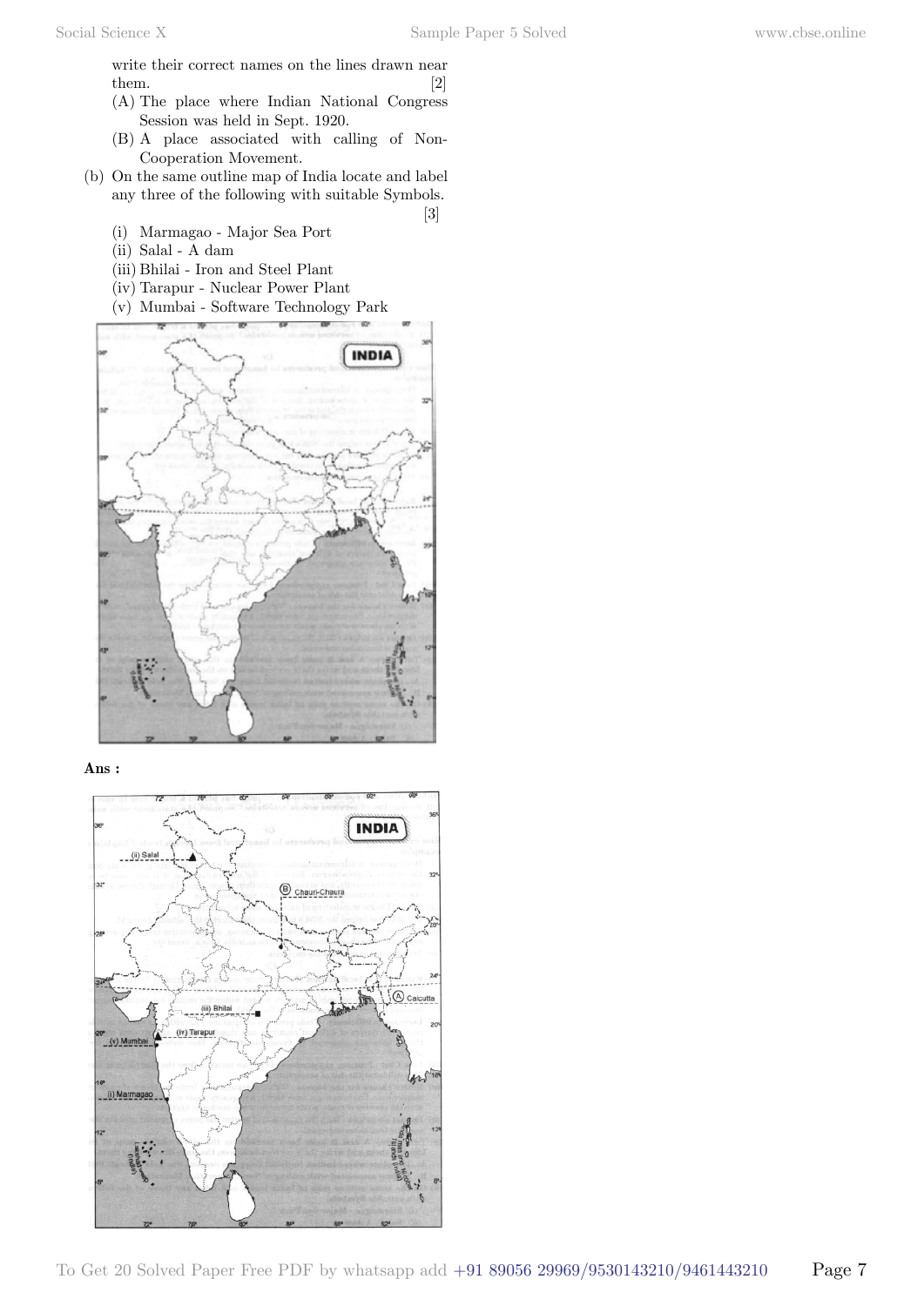write their correct names on the lines drawn near them. [2]

(A) The place where Indian National Congress Session was held in Sept. 1920.

(B) A place associated with calling of Non-Cooperation Movement.

(b) On the same outline map of India locate and label any three of the following with suitable Symbols. [3]

(i) Marmagao - Major Sea Port

(ii) Salal - A dam

(iii) Bhilai - Iron and Steel Plant

(iv) Tarapur - Nuclear Power Plant

(v) Mumbai - Software Technology Park

INDIA

**Ans :**

INDIA

(ii) Salal

(B) Chauri-Chaura

(A) Calcutta

(iii) Bhilai

(iv) Tarapur

(v) Mumbai

(i) Marmagao